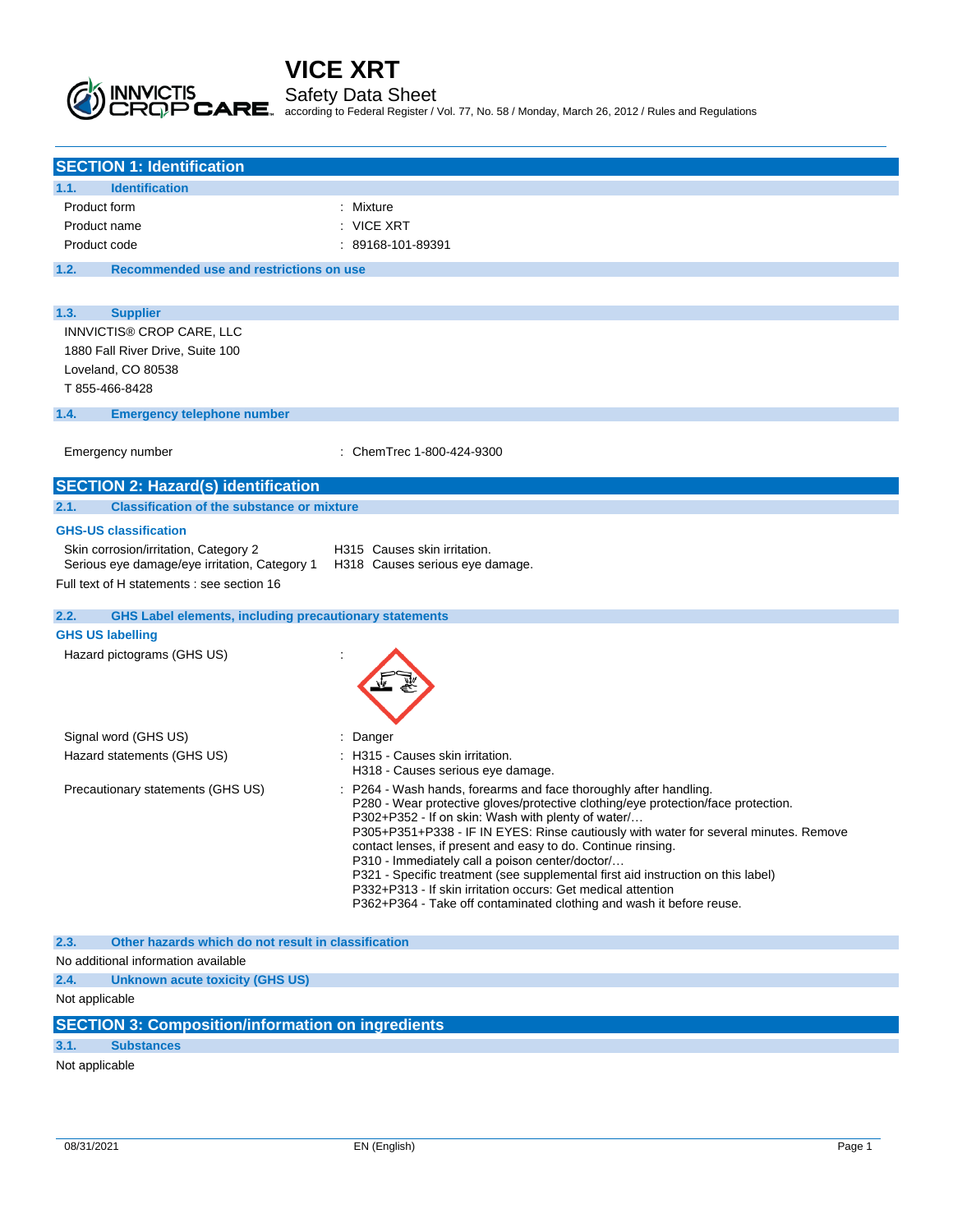# VICE XRT

Safety Data Sheet

according to Federal Register / Vol. 77, No. 58 / Monday, March 26, 2012 / Rules and Regulations

## SECTION 1: Identification

### 1.1. Identification

| | |
|---|---|
| Product form | : Mixture |
| Product name | : VICE XRT |
| Product code | : 89168-101-89391 |

### 1.2. Recommended use and restrictions on use

### 1.3. Supplier

INNVICTIS® CROP CARE, LLC
1880 Fall River Drive, Suite 100
Loveland, CO 80538
T 855-466-8428

### 1.4. Emergency telephone number

| | |
|---|---|
| Emergency number | : ChemTrec 1-800-424-9300 |

## SECTION 2: Hazard(s) identification

### 2.1. Classification of the substance or mixture

**GHS-US classification**

| | |
|---|---|
| Skin corrosion/irritation, Category 2 | H315 Causes skin irritation. |
| Serious eye damage/eye irritation, Category 1 | H318 Causes serious eye damage. |

Full text of H statements : see section 16

### 2.2. GHS Label elements, including precautionary statements

**GHS US labelling**

Hazard pictograms (GHS US) :

Signal word (GHS US) : Danger

Hazard statements (GHS US) :
H315 - Causes skin irritation.
H318 - Causes serious eye damage.

Precautionary statements (GHS US) :
P264 - Wash hands, forearms and face thoroughly after handling.
P280 - Wear protective gloves/protective clothing/eye protection/face protection.
P302+P352 - If on skin: Wash with plenty of water/…
P305+P351+P338 - IF IN EYES: Rinse cautiously with water for several minutes. Remove contact lenses, if present and easy to do. Continue rinsing.
P310 - Immediately call a poison center/doctor/…
P321 - Specific treatment (see supplemental first aid instruction on this label)
P332+P313 - If skin irritation occurs: Get medical attention
P362+P364 - Take off contaminated clothing and wash it before reuse.

### 2.3. Other hazards which do not result in classification

No additional information available

### 2.4. Unknown acute toxicity (GHS US)

Not applicable

## SECTION 3: Composition/information on ingredients

### 3.1. Substances

Not applicable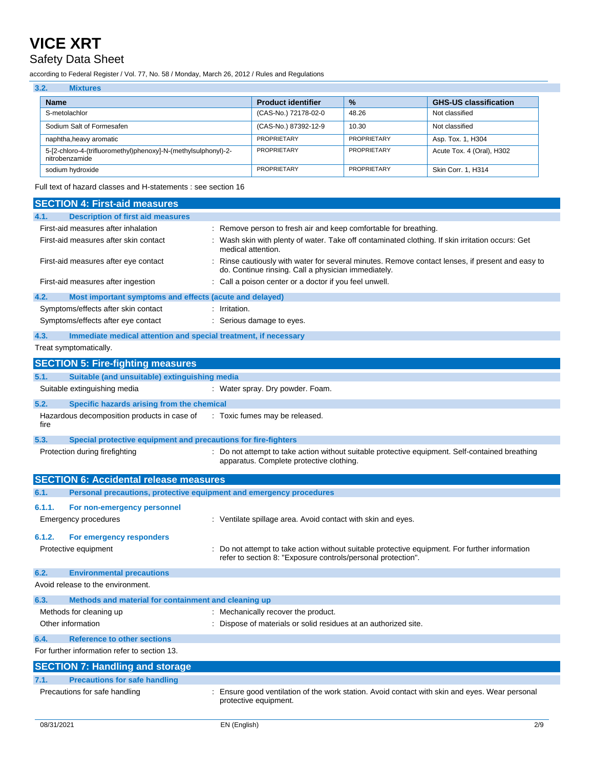### 3.2. Mixtures

| Name | Product identifier | % | GHS-US classification |
|---|---|---|---|
| S-metolachlor | (CAS-No.) 72178-02-0 | 48.26 | Not classified |
| Sodium Salt of Formesafen | (CAS-No.) 87392-12-9 | 10.30 | Not classified |
| naphtha,heavy aromatic | PROPRIETARY | PROPRIETARY | Asp. Tox. 1, H304 |
| 5-[2-chloro-4-(trifluoromethyl)phenoxy]-N-(methylsulphonyl)-2-nitrobenzamide | PROPRIETARY | PROPRIETARY | Acute Tox. 4 (Oral), H302 |
| sodium hydroxide | PROPRIETARY | PROPRIETARY | Skin Corr. 1, H314 |

Full text of hazard classes and H-statements : see section 16

## SECTION 4: First-aid measures

### 4.1. Description of first aid measures

First-aid measures after inhalation : Remove person to fresh air and keep comfortable for breathing.

First-aid measures after skin contact : Wash skin with plenty of water. Take off contaminated clothing. If skin irritation occurs: Get medical attention.

First-aid measures after eye contact : Rinse cautiously with water for several minutes. Remove contact lenses, if present and easy to do. Continue rinsing. Call a physician immediately.

First-aid measures after ingestion : Call a poison center or a doctor if you feel unwell.

### 4.2. Most important symptoms and effects (acute and delayed)

Symptoms/effects after skin contact : Irritation.

Symptoms/effects after eye contact : Serious damage to eyes.

### 4.3. Immediate medical attention and special treatment, if necessary

Treat symptomatically.

## SECTION 5: Fire-fighting measures

### 5.1. Suitable (and unsuitable) extinguishing media

Suitable extinguishing media : Water spray. Dry powder. Foam.

### 5.2. Specific hazards arising from the chemical

Hazardous decomposition products in case of fire : Toxic fumes may be released.

### 5.3. Special protective equipment and precautions for fire-fighters

Protection during firefighting : Do not attempt to take action without suitable protective equipment. Self-contained breathing apparatus. Complete protective clothing.

## SECTION 6: Accidental release measures

### 6.1. Personal precautions, protective equipment and emergency procedures

#### 6.1.1. For non-emergency personnel

Emergency procedures : Ventilate spillage area. Avoid contact with skin and eyes.

#### 6.1.2. For emergency responders

Protective equipment : Do not attempt to take action without suitable protective equipment. For further information refer to section 8: "Exposure controls/personal protection".

### 6.2. Environmental precautions

Avoid release to the environment.

### 6.3. Methods and material for containment and cleaning up

Methods for cleaning up : Mechanically recover the product.

Other information : Dispose of materials or solid residues at an authorized site.

### 6.4. Reference to other sections

For further information refer to section 13.

## SECTION 7: Handling and storage

### 7.1. Precautions for safe handling

Precautions for safe handling : Ensure good ventilation of the work station. Avoid contact with skin and eyes. Wear personal protective equipment.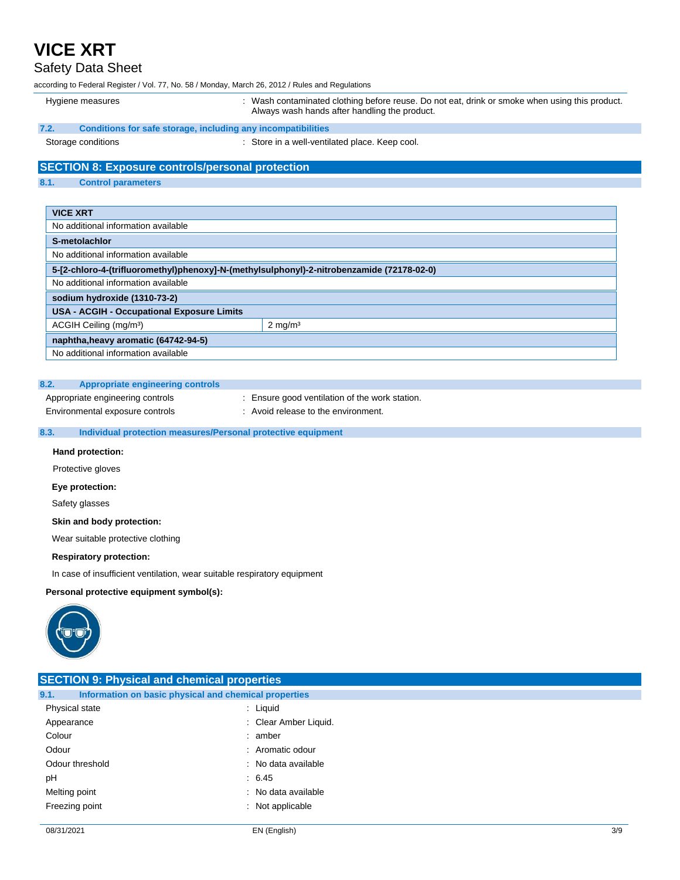| Hygiene measures | : Wash contaminated clothing before reuse. Do not eat, drink or smoke when using this product. Always wash hands after handling the product. |
|---|---|

### 7.2. Conditions for safe storage, including any incompatibilities

| Storage conditions | : Store in a well-ventilated place. Keep cool. |
|---|---|

## SECTION 8: Exposure controls/personal protection

### 8.1. Control parameters

| VICE XRT | |
|---|---|
| No additional information available | |
| **S-metolachlor** | |
| No additional information available | |
| **5-[2-chloro-4-(trifluoromethyl)phenoxy]-N-(methylsulphonyl)-2-nitrobenzamide (72178-02-0)** | |
| No additional information available | |
| **sodium hydroxide (1310-73-2)** | |
| **USA - ACGIH - Occupational Exposure Limits** | |
| ACGIH Ceiling (mg/m³) | 2 mg/m³ |
| **naphtha,heavy aromatic (64742-94-5)** | |
| No additional information available | |

### 8.2. Appropriate engineering controls

| Appropriate engineering controls | : Ensure good ventilation of the work station. |
|---|---|
| Environmental exposure controls | : Avoid release to the environment. |

### 8.3. Individual protection measures/Personal protective equipment

**Hand protection:**

Protective gloves

**Eye protection:**

Safety glasses

**Skin and body protection:**

Wear suitable protective clothing

**Respiratory protection:**

In case of insufficient ventilation, wear suitable respiratory equipment

**Personal protective equipment symbol(s):**

## SECTION 9: Physical and chemical properties

### 9.1. Information on basic physical and chemical properties

| Physical state | : Liquid |
|---|---|
| Appearance | : Clear Amber Liquid. |
| Colour | : amber |
| Odour | : Aromatic odour |
| Odour threshold | : No data available |
| pH | : 6.45 |
| Melting point | : No data available |
| Freezing point | : Not applicable |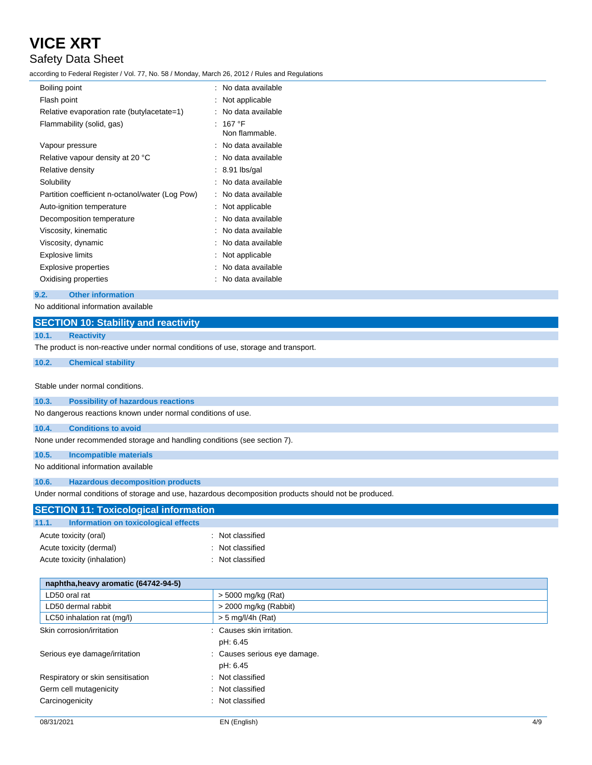| | |
|---|---|
| Boiling point | : No data available |
| Flash point | : Not applicable |
| Relative evaporation rate (butylacetate=1) | : No data available |
| Flammability (solid, gas) | : 167 °F<br>Non flammable. |
| Vapour pressure | : No data available |
| Relative vapour density at 20 °C | : No data available |
| Relative density | : 8.91 lbs/gal |
| Solubility | : No data available |
| Partition coefficient n-octanol/water (Log Pow) | : No data available |
| Auto-ignition temperature | : Not applicable |
| Decomposition temperature | : No data available |
| Viscosity, kinematic | : No data available |
| Viscosity, dynamic | : No data available |
| Explosive limits | : Not applicable |
| Explosive properties | : No data available |
| Oxidising properties | : No data available |

### 9.2. Other information

No additional information available

## SECTION 10: Stability and reactivity

### 10.1. Reactivity

The product is non-reactive under normal conditions of use, storage and transport.

### 10.2. Chemical stability

Stable under normal conditions.

### 10.3. Possibility of hazardous reactions

No dangerous reactions known under normal conditions of use.

### 10.4. Conditions to avoid

None under recommended storage and handling conditions (see section 7).

### 10.5. Incompatible materials

No additional information available

### 10.6. Hazardous decomposition products

Under normal conditions of storage and use, hazardous decomposition products should not be produced.

## SECTION 11: Toxicological information

### 11.1. Information on toxicological effects

| | |
|---|---|
| Acute toxicity (oral) | : Not classified |
| Acute toxicity (dermal) | : Not classified |
| Acute toxicity (inhalation) | : Not classified |

| naphtha,heavy aromatic (64742-94-5) | |
|---|---|
| LD50 oral rat | > 5000 mg/kg (Rat) |
| LD50 dermal rabbit | > 2000 mg/kg (Rabbit) |
| LC50 inhalation rat (mg/l) | > 5 mg/l/4h (Rat) |

| | |
|---|---|
| Skin corrosion/irritation | : Causes skin irritation.<br>pH: 6.45 |
| Serious eye damage/irritation | : Causes serious eye damage.<br>pH: 6.45 |
| Respiratory or skin sensitisation | : Not classified |
| Germ cell mutagenicity | : Not classified |
| Carcinogenicity | : Not classified |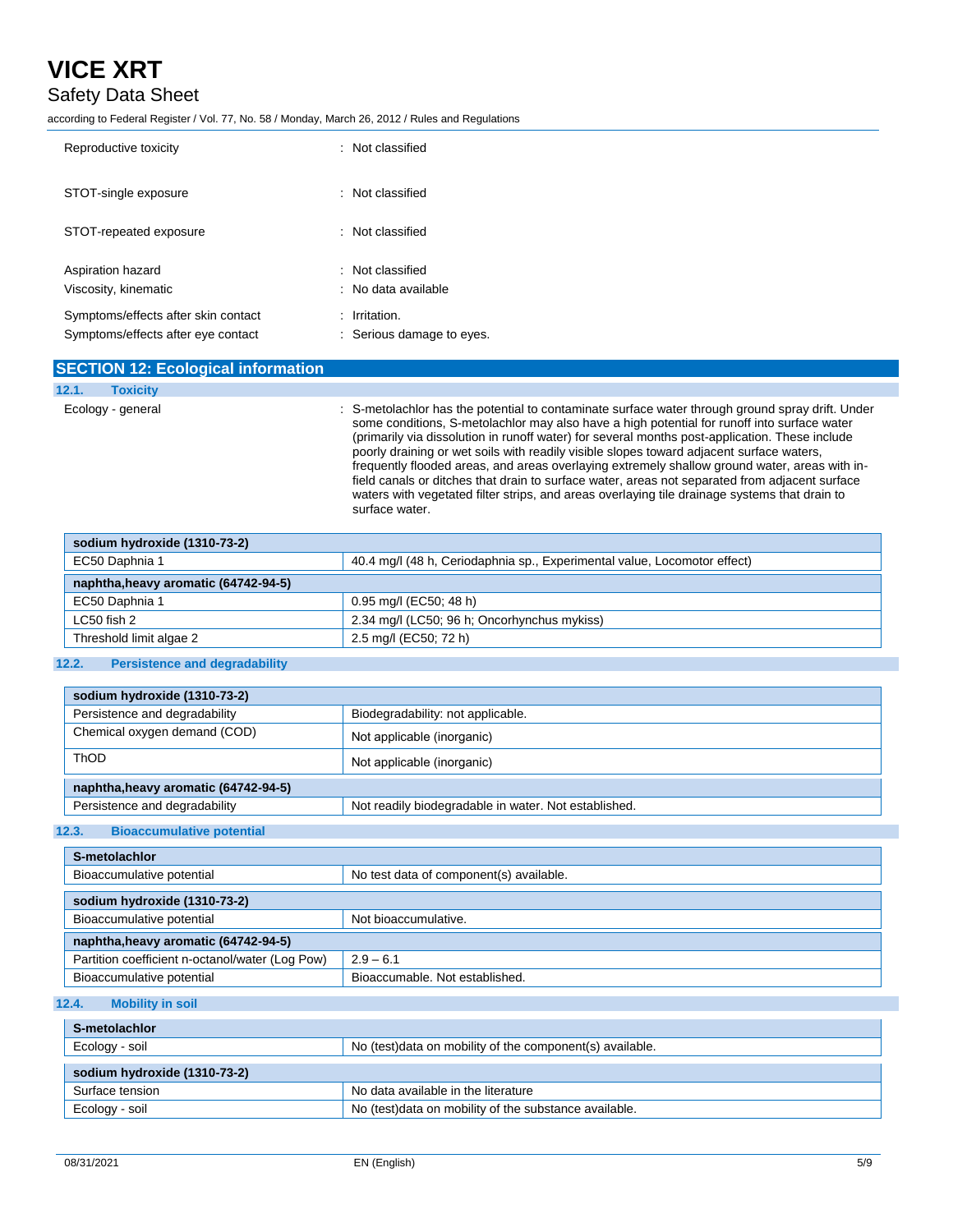| | |
|---|---|
| Reproductive toxicity | : Not classified |
| STOT-single exposure | : Not classified |
| STOT-repeated exposure | : Not classified |
| Aspiration hazard | : Not classified |
| Viscosity, kinematic | : No data available |
| Symptoms/effects after skin contact | : Irritation. |
| Symptoms/effects after eye contact | : Serious damage to eyes. |

## SECTION 12: Ecological information

### 12.1. Toxicity

Ecology - general : S-metolachlor has the potential to contaminate surface water through ground spray drift. Under some conditions, S-metolachlor may also have a high potential for runoff into surface water (primarily via dissolution in runoff water) for several months post-application. These include poorly draining or wet soils with readily visible slopes toward adjacent surface waters, frequently flooded areas, and areas overlaying extremely shallow ground water, areas with in-field canals or ditches that drain to surface water, areas not separated from adjacent surface waters with vegetated filter strips, and areas overlaying tile drainage systems that drain to surface water.

| **sodium hydroxide (1310-73-2)** | |
|---|---|
| EC50 Daphnia 1 | 40.4 mg/l (48 h, Ceriodaphnia sp., Experimental value, Locomotor effect) |
| **naphtha,heavy aromatic (64742-94-5)** | |
| EC50 Daphnia 1 | 0.95 mg/l (EC50; 48 h) |
| LC50 fish 2 | 2.34 mg/l (LC50; 96 h; Oncorhynchus mykiss) |
| Threshold limit algae 2 | 2.5 mg/l (EC50; 72 h) |

### 12.2. Persistence and degradability

| **sodium hydroxide (1310-73-2)** | |
|---|---|
| Persistence and degradability | Biodegradability: not applicable. |
| Chemical oxygen demand (COD) | Not applicable (inorganic) |
| ThOD | Not applicable (inorganic) |
| **naphtha,heavy aromatic (64742-94-5)** | |
| Persistence and degradability | Not readily biodegradable in water. Not established. |

### 12.3. Bioaccumulative potential

| **S-metolachlor** | |
|---|---|
| Bioaccumulative potential | No test data of component(s) available. |

| **sodium hydroxide (1310-73-2)** | |
|---|---|
| Bioaccumulative potential | Not bioaccumulative. |
| **naphtha,heavy aromatic (64742-94-5)** | |
| Partition coefficient n-octanol/water (Log Pow) | 2.9 – 6.1 |
| Bioaccumulative potential | Bioaccumable. Not established. |

### 12.4. Mobility in soil

| **S-metolachlor** | |
|---|---|
| Ecology - soil | No (test)data on mobility of the component(s) available. |

| **sodium hydroxide (1310-73-2)** | |
|---|---|
| Surface tension | No data available in the literature |
| Ecology - soil | No (test)data on mobility of the substance available. |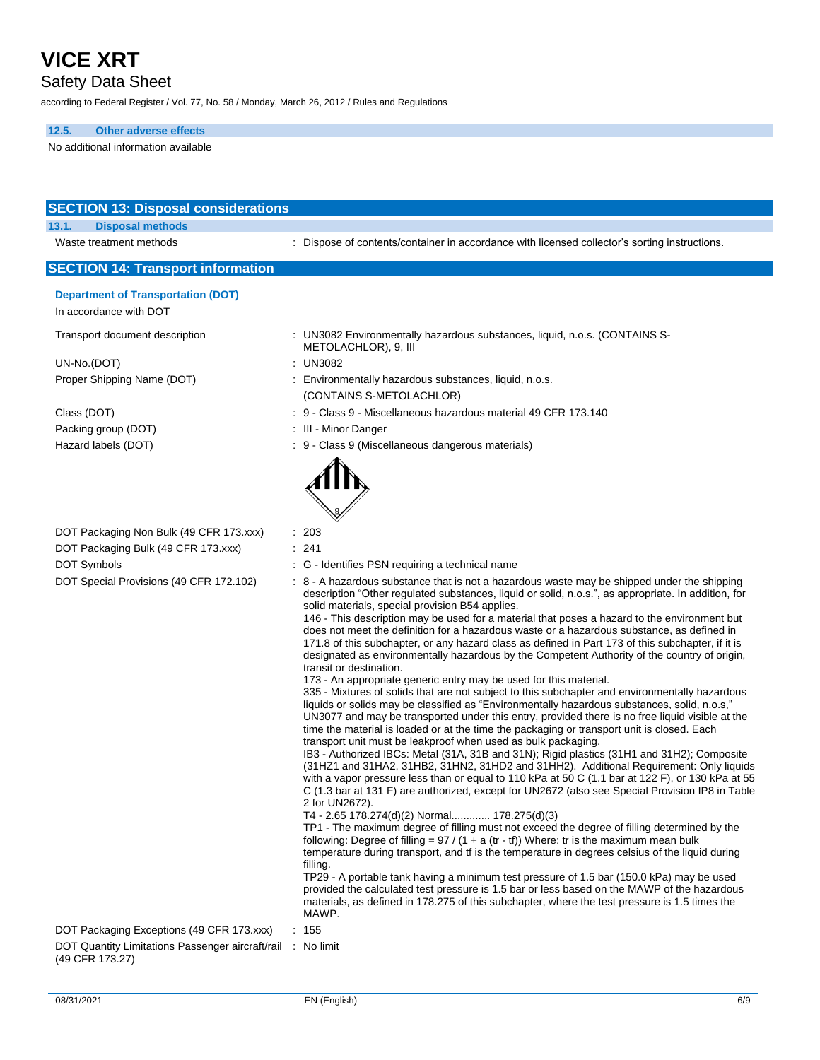### 12.5. Other adverse effects

No additional information available

## SECTION 13: Disposal considerations

### 13.1. Disposal methods

Waste treatment methods : Dispose of contents/container in accordance with licensed collector's sorting instructions.

## SECTION 14: Transport information

**Department of Transportation (DOT)**

In accordance with DOT

| | |
|---|---|
| Transport document description | : UN3082 Environmentally hazardous substances, liquid, n.o.s. (CONTAINS S-METOLACHLOR), 9, III |
| UN-No.(DOT) | : UN3082 |
| Proper Shipping Name (DOT) | : Environmentally hazardous substances, liquid, n.o.s. (CONTAINS S-METOLACHLOR) |
| Class (DOT) | : 9 - Class 9 - Miscellaneous hazardous material 49 CFR 173.140 |
| Packing group (DOT) | : III - Minor Danger |
| Hazard labels (DOT) | : 9 - Class 9 (Miscellaneous dangerous materials) |
| DOT Packaging Non Bulk (49 CFR 173.xxx) | : 203 |
| DOT Packaging Bulk (49 CFR 173.xxx) | : 241 |
| DOT Symbols | : G - Identifies PSN requiring a technical name |
| DOT Special Provisions (49 CFR 172.102) | : 8 - A hazardous substance that is not a hazardous waste may be shipped under the shipping description "Other regulated substances, liquid or solid, n.o.s.", as appropriate. In addition, for solid materials, special provision B54 applies.<br>146 - This description may be used for a material that poses a hazard to the environment but does not meet the definition for a hazardous waste or a hazardous substance, as defined in 171.8 of this subchapter, or any hazard class as defined in Part 173 of this subchapter, if it is designated as environmentally hazardous by the Competent Authority of the country of origin, transit or destination.<br>173 - An appropriate generic entry may be used for this material.<br>335 - Mixtures of solids that are not subject to this subchapter and environmentally hazardous liquids or solids may be classified as "Environmentally hazardous substances, solid, n.o.s," UN3077 and may be transported under this entry, provided there is no free liquid visible at the time the material is loaded or at the time the packaging or transport unit is closed. Each transport unit must be leakproof when used as bulk packaging.<br>IB3 - Authorized IBCs: Metal (31A, 31B and 31N); Rigid plastics (31H1 and 31H2); Composite (31HZ1 and 31HA2, 31HB2, 31HN2, 31HD2 and 31HH2). Additional Requirement: Only liquids with a vapor pressure less than or equal to 110 kPa at 50 C (1.1 bar at 122 F), or 130 kPa at 55 C (1.3 bar at 131 F) are authorized, except for UN2672 (also see Special Provision IP8 in Table 2 for UN2672).<br>T4 - 2.65 178.274(d)(2) Normal............ 178.275(d)(3)<br>TP1 - The maximum degree of filling must not exceed the degree of filling determined by the following: Degree of filling = 97 / (1 + a (tr - tf)) Where: tr is the maximum mean bulk temperature during transport, and tf is the temperature in degrees celsius of the liquid during filling.<br>TP29 - A portable tank having a minimum test pressure of 1.5 bar (150.0 kPa) may be used provided the calculated test pressure is 1.5 bar or less based on the MAWP of the hazardous materials, as defined in 178.275 of this subchapter, where the test pressure is 1.5 times the MAWP. |
| DOT Packaging Exceptions (49 CFR 173.xxx) | : 155 |
| DOT Quantity Limitations Passenger aircraft/rail (49 CFR 173.27) | : No limit |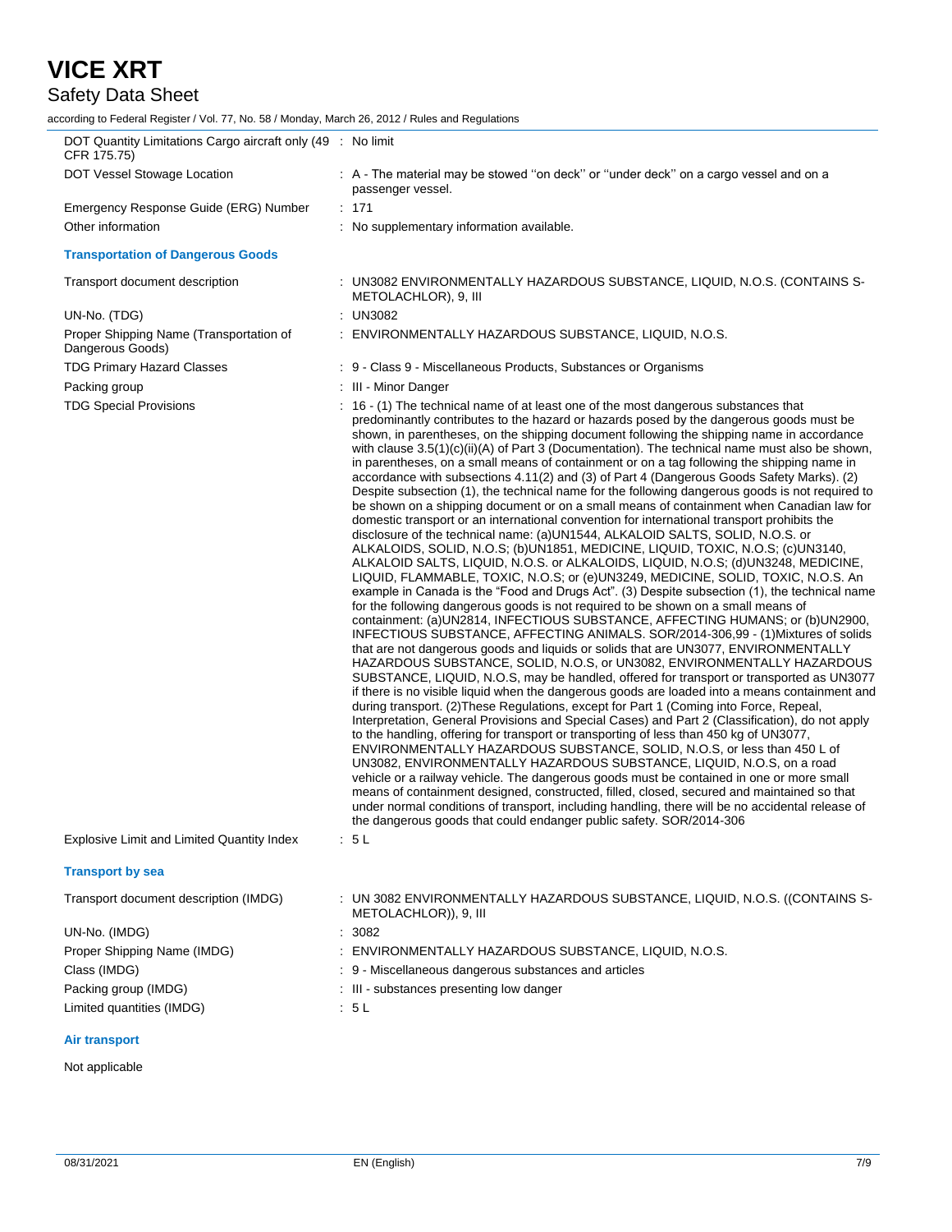| | |
|---|---|
| DOT Quantity Limitations Cargo aircraft only (49 CFR 175.75) | : No limit |
| DOT Vessel Stowage Location | : A - The material may be stowed ''on deck'' or ''under deck'' on a cargo vessel and on a passenger vessel. |
| Emergency Response Guide (ERG) Number | : 171 |
| Other information | : No supplementary information available. |

### Transportation of Dangerous Goods

| | |
|---|---|
| Transport document description | : UN3082 ENVIRONMENTALLY HAZARDOUS SUBSTANCE, LIQUID, N.O.S. (CONTAINS S-METOLACHLOR), 9, III |
| UN-No. (TDG) | : UN3082 |
| Proper Shipping Name (Transportation of Dangerous Goods) | : ENVIRONMENTALLY HAZARDOUS SUBSTANCE, LIQUID, N.O.S. |
| TDG Primary Hazard Classes | : 9 - Class 9 - Miscellaneous Products, Substances or Organisms |
| Packing group | : III - Minor Danger |
| TDG Special Provisions | : 16 - (1) The technical name of at least one of the most dangerous substances that predominantly contributes to the hazard or hazards posed by the dangerous goods must be shown, in parentheses, on the shipping document following the shipping name in accordance with clause 3.5(1)(c)(ii)(A) of Part 3 (Documentation). The technical name must also be shown, in parentheses, on a small means of containment or on a tag following the shipping name in accordance with subsections 4.11(2) and (3) of Part 4 (Dangerous Goods Safety Marks). (2) Despite subsection (1), the technical name for the following dangerous goods is not required to be shown on a shipping document or on a small means of containment when Canadian law for domestic transport or an international convention for international transport prohibits the disclosure of the technical name: (a)UN1544, ALKALOID SALTS, SOLID, N.O.S. or ALKALOIDS, SOLID, N.O.S; (b)UN1851, MEDICINE, LIQUID, TOXIC, N.O.S; (c)UN3140, ALKALOID SALTS, LIQUID, N.O.S. or ALKALOIDS, LIQUID, N.O.S; (d)UN3248, MEDICINE, LIQUID, FLAMMABLE, TOXIC, N.O.S; or (e)UN3249, MEDICINE, SOLID, TOXIC, N.O.S. An example in Canada is the "Food and Drugs Act". (3) Despite subsection (1), the technical name for the following dangerous goods is not required to be shown on a small means of containment: (a)UN2814, INFECTIOUS SUBSTANCE, AFFECTING HUMANS; or (b)UN2900, INFECTIOUS SUBSTANCE, AFFECTING ANIMALS. SOR/2014-306,99 - (1)Mixtures of solids that are not dangerous goods and liquids or solids that are UN3077, ENVIRONMENTALLY HAZARDOUS SUBSTANCE, SOLID, N.O.S, or UN3082, ENVIRONMENTALLY HAZARDOUS SUBSTANCE, LIQUID, N.O.S, may be handled, offered for transport or transported as UN3077 if there is no visible liquid when the dangerous goods are loaded into a means containment and during transport. (2)These Regulations, except for Part 1 (Coming into Force, Repeal, Interpretation, General Provisions and Special Cases) and Part 2 (Classification), do not apply to the handling, offering for transport or transporting of less than 450 kg of UN3077, ENVIRONMENTALLY HAZARDOUS SUBSTANCE, SOLID, N.O.S, or less than 450 L of UN3082, ENVIRONMENTALLY HAZARDOUS SUBSTANCE, LIQUID, N.O.S, on a road vehicle or a railway vehicle. The dangerous goods must be contained in one or more small means of containment designed, constructed, filled, closed, secured and maintained so that under normal conditions of transport, including handling, there will be no accidental release of the dangerous goods that could endanger public safety. SOR/2014-306 |
| Explosive Limit and Limited Quantity Index | : 5 L |

### Transport by sea

| | |
|---|---|
| Transport document description (IMDG) | : UN 3082 ENVIRONMENTALLY HAZARDOUS SUBSTANCE, LIQUID, N.O.S. ((CONTAINS S-METOLACHLOR)), 9, III |
| UN-No. (IMDG) | : 3082 |
| Proper Shipping Name (IMDG) | : ENVIRONMENTALLY HAZARDOUS SUBSTANCE, LIQUID, N.O.S. |
| Class (IMDG) | : 9 - Miscellaneous dangerous substances and articles |
| Packing group (IMDG) | : III - substances presenting low danger |
| Limited quantities (IMDG) | : 5 L |

### Air transport

Not applicable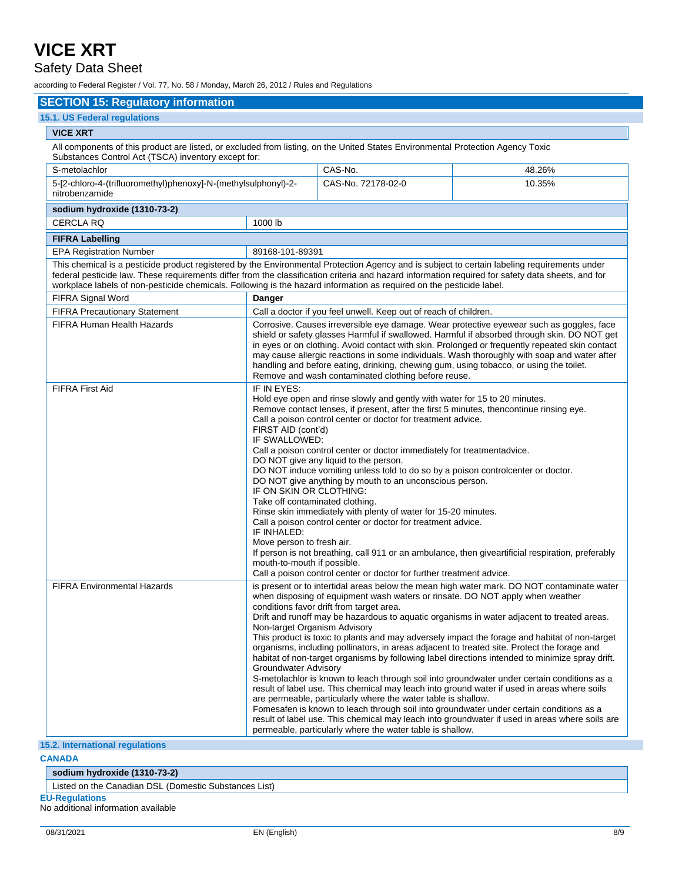# VICE XRT

## Safety Data Sheet

according to Federal Register / Vol. 77, No. 58 / Monday, March 26, 2012 / Rules and Regulations

## SECTION 15: Regulatory information

### 15.1. US Federal regulations

**VICE XRT**

All components of this product are listed, or excluded from listing, on the United States Environmental Protection Agency Toxic Substances Control Act (TSCA) inventory except for:

| | | |
|---|---|---|
| S-metolachlor | CAS-No. | 48.26% |
| 5-[2-chloro-4-(trifluoromethyl)phenoxy]-N-(methylsulphonyl)-2-nitrobenzamide | CAS-No. 72178-02-0 | 10.35% |

| sodium hydroxide (1310-73-2) | |
|---|---|
| CERCLA RQ | 1000 lb |

| FIFRA Labelling | |
|---|---|
| EPA Registration Number | 89168-101-89391 |

This chemical is a pesticide product registered by the Environmental Protection Agency and is subject to certain labeling requirements under federal pesticide law. These requirements differ from the classification criteria and hazard information required for safety data sheets, and for workplace labels of non-pesticide chemicals. Following is the hazard information as required on the pesticide label.

| | |
|---|---|
| FIFRA Signal Word | **Danger** |
| FIFRA Precautionary Statement | Call a doctor if you feel unwell. Keep out of reach of children. |
| FIFRA Human Health Hazards | Corrosive. Causes irreversible eye damage. Wear protective eyewear such as goggles, face shield or safety glasses Harmful if swallowed. Harmful if absorbed through skin. DO NOT get in eyes or on clothing. Avoid contact with skin. Prolonged or frequently repeated skin contact may cause allergic reactions in some individuals. Wash thoroughly with soap and water after handling and before eating, drinking, chewing gum, using tobacco, or using the toilet. Remove and wash contaminated clothing before reuse. |
| FIFRA First Aid | IF IN EYES:<br>Hold eye open and rinse slowly and gently with water for 15 to 20 minutes.<br>Remove contact lenses, if present, after the first 5 minutes, thencontinue rinsing eye.<br>Call a poison control center or doctor for treatment advice.<br>FIRST AID (cont'd)<br>IF SWALLOWED:<br>Call a poison control center or doctor immediately for treatmentadvice.<br>DO NOT give any liquid to the person.<br>DO NOT induce vomiting unless told to do so by a poison controlcenter or doctor.<br>DO NOT give anything by mouth to an unconscious person.<br>IF ON SKIN OR CLOTHING:<br>Take off contaminated clothing.<br>Rinse skin immediately with plenty of water for 15-20 minutes.<br>Call a poison control center or doctor for treatment advice.<br>IF INHALED:<br>Move person to fresh air.<br>If person is not breathing, call 911 or an ambulance, then giveartificial respiration, preferably mouth-to-mouth if possible.<br>Call a poison control center or doctor for further treatment advice. |
| FIFRA Environmental Hazards | is present or to intertidal areas below the mean high water mark. DO NOT contaminate water when disposing of equipment wash waters or rinsate. DO NOT apply when weather conditions favor drift from target area.<br>Drift and runoff may be hazardous to aquatic organisms in water adjacent to treated areas.<br>Non-target Organism Advisory<br>This product is toxic to plants and may adversely impact the forage and habitat of non-target organisms, including pollinators, in areas adjacent to treated site. Protect the forage and habitat of non-target organisms by following label directions intended to minimize spray drift.<br>Groundwater Advisory<br>S-metolachlor is known to leach through soil into groundwater under certain conditions as a result of label use. This chemical may leach into ground water if used in areas where soils are permeable, particularly where the water table is shallow.<br>Fomesafen is known to leach through soil into groundwater under certain conditions as a result of label use. This chemical may leach into groundwater if used in areas where soils are permeable, particularly where the water table is shallow. |

### 15.2. International regulations

**CANADA**

| sodium hydroxide (1310-73-2) |
|---|
| Listed on the Canadian DSL (Domestic Substances List) |

**EU-Regulations**

No additional information available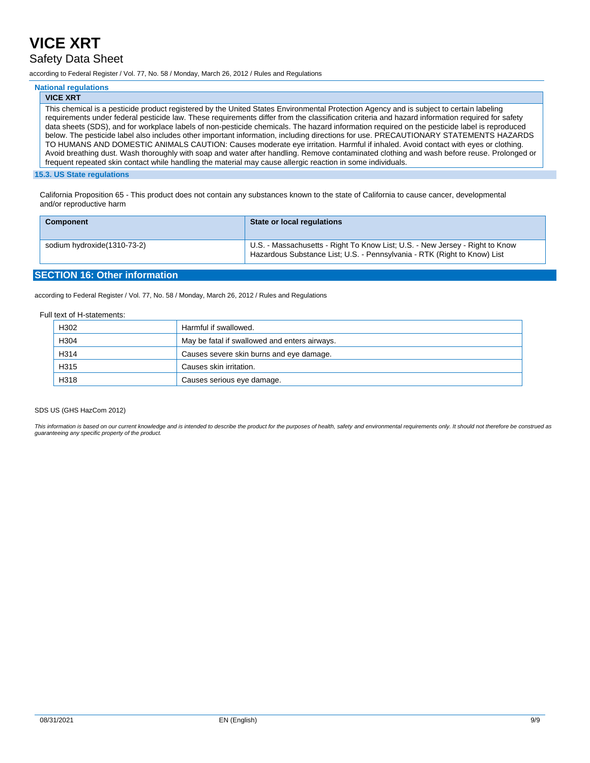#### National regulations

| VICE XRT |
|---|
| This chemical is a pesticide product registered by the United States Environmental Protection Agency and is subject to certain labeling requirements under federal pesticide law. These requirements differ from the classification criteria and hazard information required for safety data sheets (SDS), and for workplace labels of non-pesticide chemicals. The hazard information required on the pesticide label is reproduced below. The pesticide label also includes other important information, including directions for use. PRECAUTIONARY STATEMENTS HAZARDS TO HUMANS AND DOMESTIC ANIMALS CAUTION: Causes moderate eye irritation. Harmful if inhaled. Avoid contact with eyes or clothing. Avoid breathing dust. Wash thoroughly with soap and water after handling. Remove contaminated clothing and wash before reuse. Prolonged or frequent repeated skin contact while handling the material may cause allergic reaction in some individuals. |

#### 15.3. US State regulations

California Proposition 65 - This product does not contain any substances known to the state of California to cause cancer, developmental and/or reproductive harm

| Component | State or local regulations |
|---|---|
| sodium hydroxide(1310-73-2) | U.S. - Massachusetts - Right To Know List; U.S. - New Jersey - Right to Know Hazardous Substance List; U.S. - Pennsylvania - RTK (Right to Know) List |

## SECTION 16: Other information

according to Federal Register / Vol. 77, No. 58 / Monday, March 26, 2012 / Rules and Regulations

Full text of H-statements:

| | |
|---|---|
| H302 | Harmful if swallowed. |
| H304 | May be fatal if swallowed and enters airways. |
| H314 | Causes severe skin burns and eye damage. |
| H315 | Causes skin irritation. |
| H318 | Causes serious eye damage. |

SDS US (GHS HazCom 2012)

*This information is based on our current knowledge and is intended to describe the product for the purposes of health, safety and environmental requirements only. It should not therefore be construed as guaranteeing any specific property of the product.*